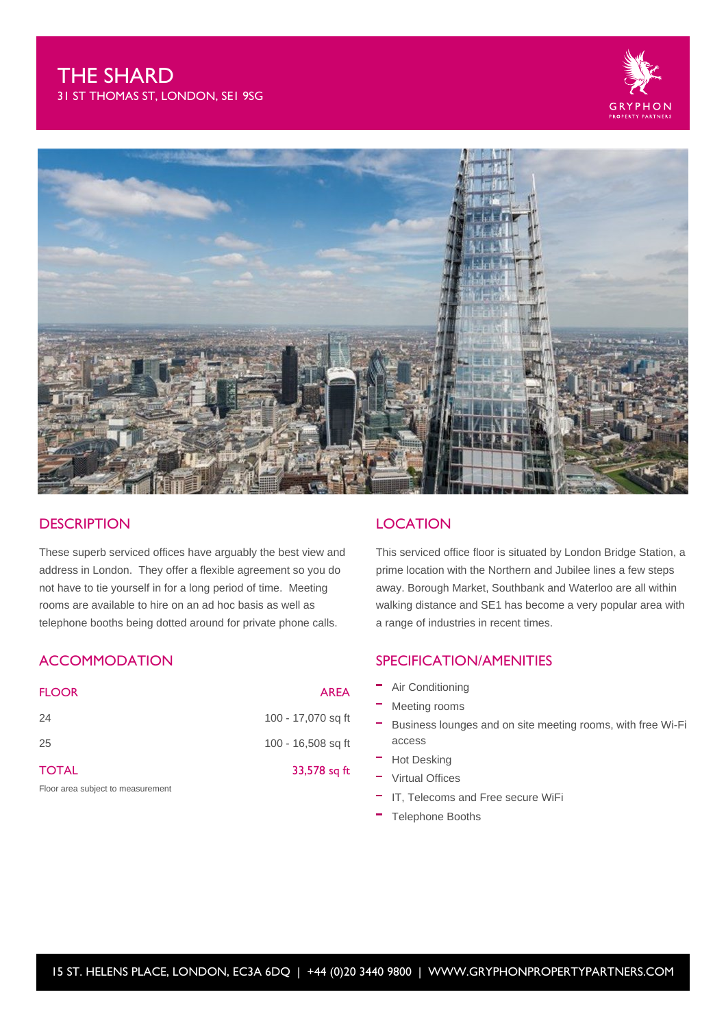# THE SHARD

31 ST THOMAS ST, LONDON, SE1 9SG

GRYPHON PROPERTY PARTNERS

## DESCRIPTION

These superb serviced offices have arguably the best view and address in London. They offer a flexible agreement so you do not have to tie yourself in for a long period of time. Meeting rooms are available to hire on an ad hoc basis as well as telephone booths being dotted around for private phone calls.

## LOCATION

This serviced office floor is situated by London Bridge Station, a prime location with the Northern and Jubilee lines a few steps away. Borough Market, Southbank and Waterloo are all within walking distance and SE1 has become a very popular area with a range of industries in recent times.

## ACCOMMODATION

| FLOOR | AREA |
|---|---|
| 24 | 100 - 17,070 sq ft |
| 25 | 100 - 16,508 sq ft |
| TOTAL | 33,578 sq ft |

Floor area subject to measurement

## SPECIFICATION/AMENITIES

- Air Conditioning
- Meeting rooms
- Business lounges and on site meeting rooms, with free Wi-Fi access
- Hot Desking
- Virtual Offices
- IT, Telecoms and Free secure WiFi
- Telephone Booths

15 ST. HELENS PLACE, LONDON, EC3A 6DQ | +44 (0)20 3440 9800 | WWW.GRYPHONPROPERTYPARTNERS.COM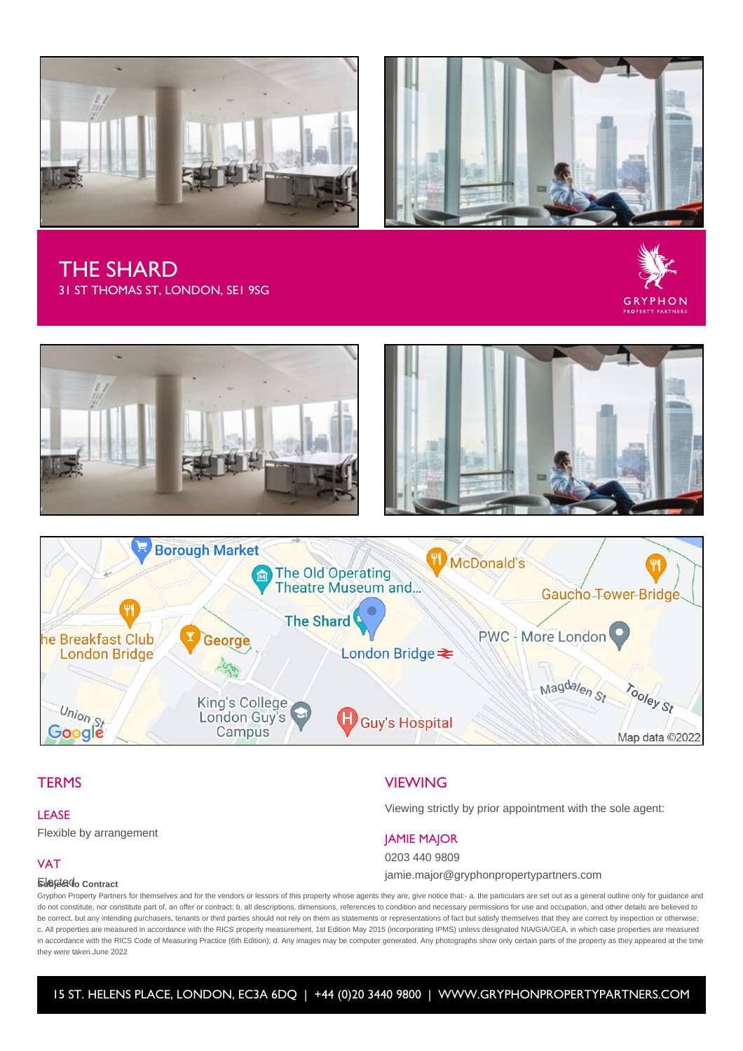# THE SHARD

31 ST THOMAS ST, LONDON, SE1 9SG

Borough Market
The Old Operating Theatre Museum and...
McDonald's
Gaucho Tower Bridge
The Shard
he Breakfast Club London Bridge
George
London Bridge
PWC - More London
Magdalen St
Tooley St
King's College London Guy's Campus
Guy's Hospital
Union St
Google
Map data ©2022

## TERMS

### LEASE

Flexible by arrangement

### VAT

Elected

## VIEWING

Viewing strictly by prior appointment with the sole agent:

### JAMIE MAJOR

0203 440 9809

jamie.major@gryphonpropertypartners.com

**Subject to Contract**

Gryphon Property Partners for themselves and for the vendors or lessors of this property whose agents they are, give notice that:- a. the particulars are set out as a general outline only for guidance and do not constitute, nor constitute part of, an offer or contract; b. all descriptions, dimensions, references to condition and necessary permissions for use and occupation, and other details are believed to be correct, but any intending purchasers, tenants or third parties should not rely on them as statements or representations of fact but satisfy themselves that they are correct by inspection or otherwise; c. All properties are measured in accordance with the RICS property measurement, 1st Edition May 2015 (incorporating IPMS) unless designated NIA/GIA/GEA, in which case properties are measured in accordance with the RICS Code of Measuring Practice (6th Edition); d. Any images may be computer generated. Any photographs show only certain parts of the property as they appeared at the time they were taken.June 2022

15 ST. HELENS PLACE, LONDON, EC3A 6DQ | +44 (0)20 3440 9800 | WWW.GRYPHONPROPERTYPARTNERS.COM